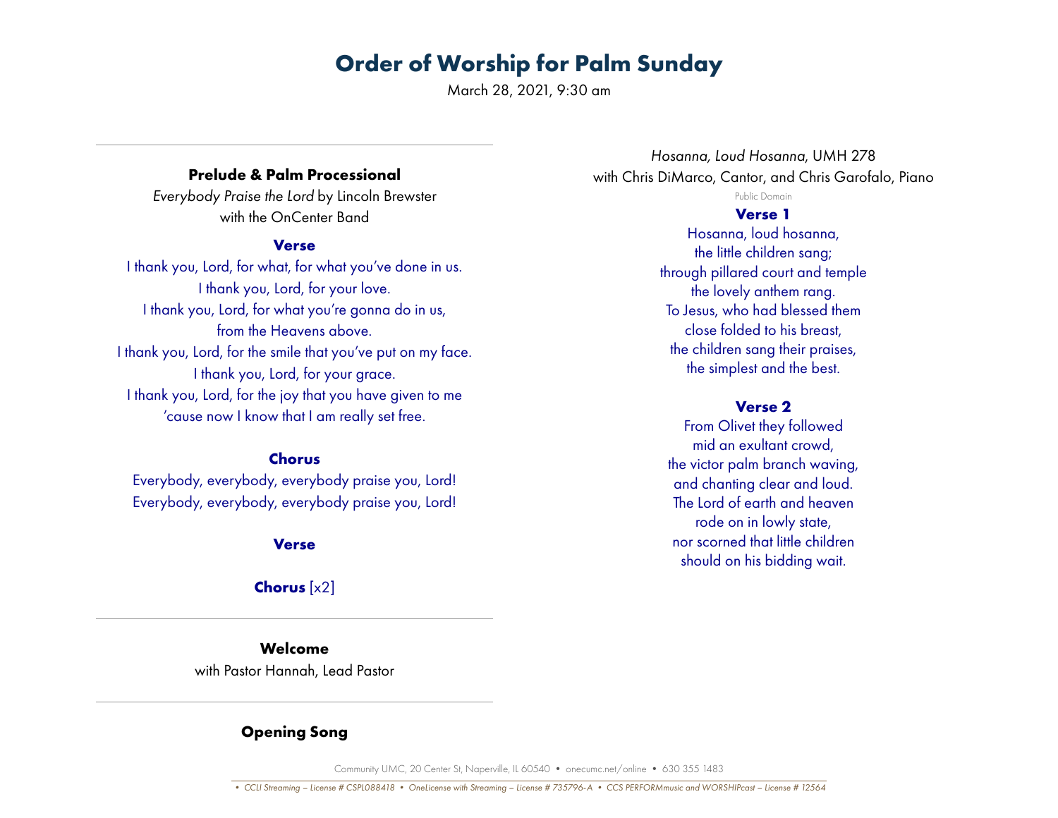# Order of Worship for Palm Sunday

March 28, 2021, 9:30 am

---

### Prelude & Palm Processional

*Everybody Praise the Lord* by Lincoln Brewster
with the OnCenter Band

**Verse**

I thank you, Lord, for what, for what you've done in us.
I thank you, Lord, for your love.
I thank you, Lord, for what you're gonna do in us,
from the Heavens above.
I thank you, Lord, for the smile that you've put on my face.
I thank you, Lord, for your grace.
I thank you, Lord, for the joy that you have given to me
'cause now I know that I am really set free.

**Chorus**

Everybody, everybody, everybody praise you, Lord!
Everybody, everybody, everybody praise you, Lord!

**Verse**

**Chorus** [x2]

---

### Welcome

with Pastor Hannah, Lead Pastor

---

### Opening Song

*Hosanna, Loud Hosanna*, UMH 278
with Chris DiMarco, Cantor, and Chris Garofalo, Piano

Public Domain

**Verse 1**

Hosanna, loud hosanna,
the little children sang;
through pillared court and temple
the lovely anthem rang.
To Jesus, who had blessed them
close folded to his breast,
the children sang their praises,
the simplest and the best.

**Verse 2**

From Olivet they followed
mid an exultant crowd,
the victor palm branch waving,
and chanting clear and loud.
The Lord of earth and heaven
rode on in lowly state,
nor scorned that little children
should on his bidding wait.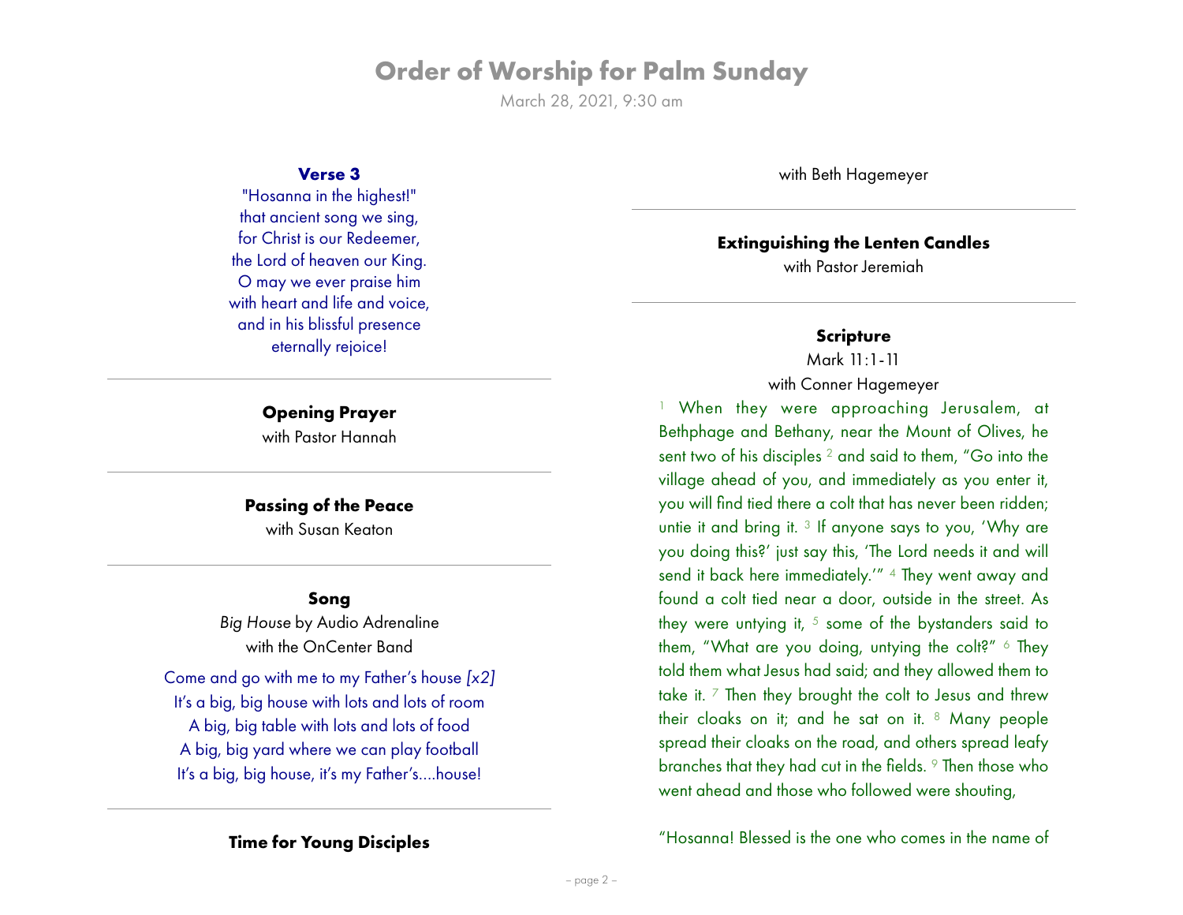# Order of Worship for Palm Sunday

March 28, 2021, 9:30 am

**Verse 3**

"Hosanna in the highest!"
that ancient song we sing,
for Christ is our Redeemer,
the Lord of heaven our King.
O may we ever praise him
with heart and life and voice,
and in his blissful presence
eternally rejoice!

---

**Opening Prayer**

with Pastor Hannah

---

**Passing of the Peace**

with Susan Keaton

---

**Song**

*Big House* by Audio Adrenaline
with the OnCenter Band

Come and go with me to my Father's house *[x2]*
It's a big, big house with lots and lots of room
A big, big table with lots and lots of food
A big, big yard where we can play football
It's a big, big house, it's my Father's....house!

---

**Time for Young Disciples**

with Beth Hagemeyer

---

**Extinguishing the Lenten Candles**

with Pastor Jeremiah

---

**Scripture**

Mark 11:1-11
with Conner Hagemeyer

[1] When they were approaching Jerusalem, at Bethphage and Bethany, near the Mount of Olives, he sent two of his disciples [2] and said to them, "Go into the village ahead of you, and immediately as you enter it, you will find tied there a colt that has never been ridden; untie it and bring it. [3] If anyone says to you, 'Why are you doing this?' just say this, 'The Lord needs it and will send it back here immediately.'" [4] They went away and found a colt tied near a door, outside in the street. As they were untying it, [5] some of the bystanders said to them, "What are you doing, untying the colt?" [6] They told them what Jesus had said; and they allowed them to take it. [7] Then they brought the colt to Jesus and threw their cloaks on it; and he sat on it. [8] Many people spread their cloaks on the road, and others spread leafy branches that they had cut in the fields. [9] Then those who went ahead and those who followed were shouting,

"Hosanna! Blessed is the one who comes in the name of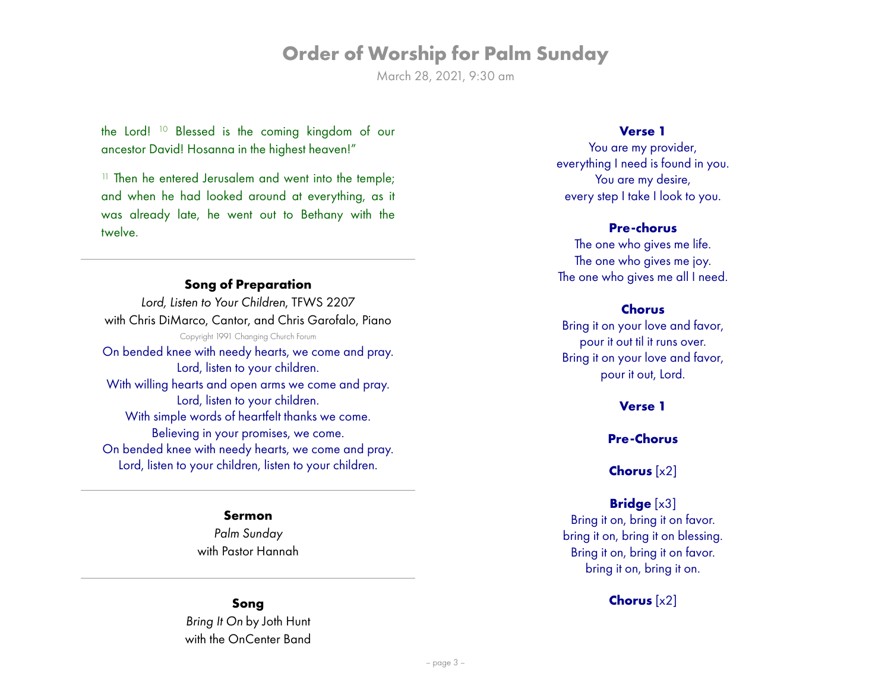the Lord! [10] Blessed is the coming kingdom of our ancestor David! Hosanna in the highest heaven!"

[11] Then he entered Jerusalem and went into the temple; and when he had looked around at everything, as it was already late, he went out to Bethany with the twelve.

---

**Song of Preparation**

*Lord, Listen to Your Children*, TFWS 2207
with Chris DiMarco, Cantor, and Chris Garofalo, Piano

Copyright 1991 Changing Church Forum

On bended knee with needy hearts, we come and pray.
Lord, listen to your children.
With willing hearts and open arms we come and pray.
Lord, listen to your children.
With simple words of heartfelt thanks we come.
Believing in your promises, we come.
On bended knee with needy hearts, we come and pray.
Lord, listen to your children, listen to your children.

---

**Sermon**

*Palm Sunday*
with Pastor Hannah

---

**Song**

*Bring It On* by Joth Hunt
with the OnCenter Band

**Verse 1**

You are my provider,
everything I need is found in you.
You are my desire,
every step I take I look to you.

**Pre-chorus**

The one who gives me life.
The one who gives me joy.
The one who gives me all I need.

**Chorus**

Bring it on your love and favor,
pour it out til it runs over.
Bring it on your love and favor,
pour it out, Lord.

**Verse 1**

**Pre-Chorus**

**Chorus** [x2]

**Bridge** [x3]

Bring it on, bring it on favor.
bring it on, bring it on blessing.
Bring it on, bring it on favor.
bring it on, bring it on.

**Chorus** [x2]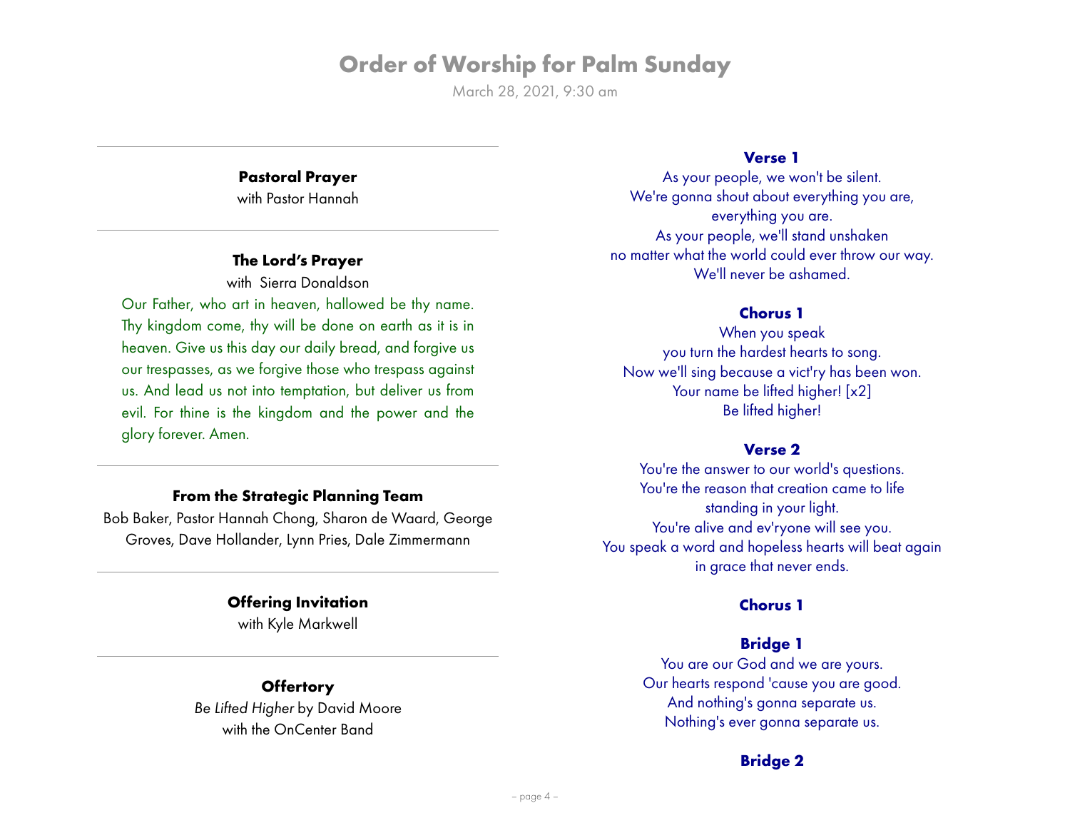# Order of Worship for Palm Sunday

March 28, 2021, 9:30 am

---

**Pastoral Prayer**

with Pastor Hannah

---

**The Lord's Prayer**

with Sierra Donaldson

Our Father, who art in heaven, hallowed be thy name. Thy kingdom come, thy will be done on earth as it is in heaven. Give us this day our daily bread, and forgive us our trespasses, as we forgive those who trespass against us. And lead us not into temptation, but deliver us from evil. For thine is the kingdom and the power and the glory forever. Amen.

---

**From the Strategic Planning Team**

Bob Baker, Pastor Hannah Chong, Sharon de Waard, George Groves, Dave Hollander, Lynn Pries, Dale Zimmermann

---

**Offering Invitation**

with Kyle Markwell

---

**Offertory**

*Be Lifted Higher* by David Moore

with the OnCenter Band

**Verse 1**

As your people, we won't be silent.
We're gonna shout about everything you are,
everything you are.
As your people, we'll stand unshaken
no matter what the world could ever throw our way.
We'll never be ashamed.

**Chorus 1**

When you speak
you turn the hardest hearts to song.
Now we'll sing because a vict'ry has been won.
Your name be lifted higher! [x2]
Be lifted higher!

**Verse 2**

You're the answer to our world's questions.
You're the reason that creation came to life
standing in your light.
You're alive and ev'ryone will see you.
You speak a word and hopeless hearts will beat again
in grace that never ends.

**Chorus 1**

**Bridge 1**

You are our God and we are yours.
Our hearts respond 'cause you are good.
And nothing's gonna separate us.
Nothing's ever gonna separate us.

**Bridge 2**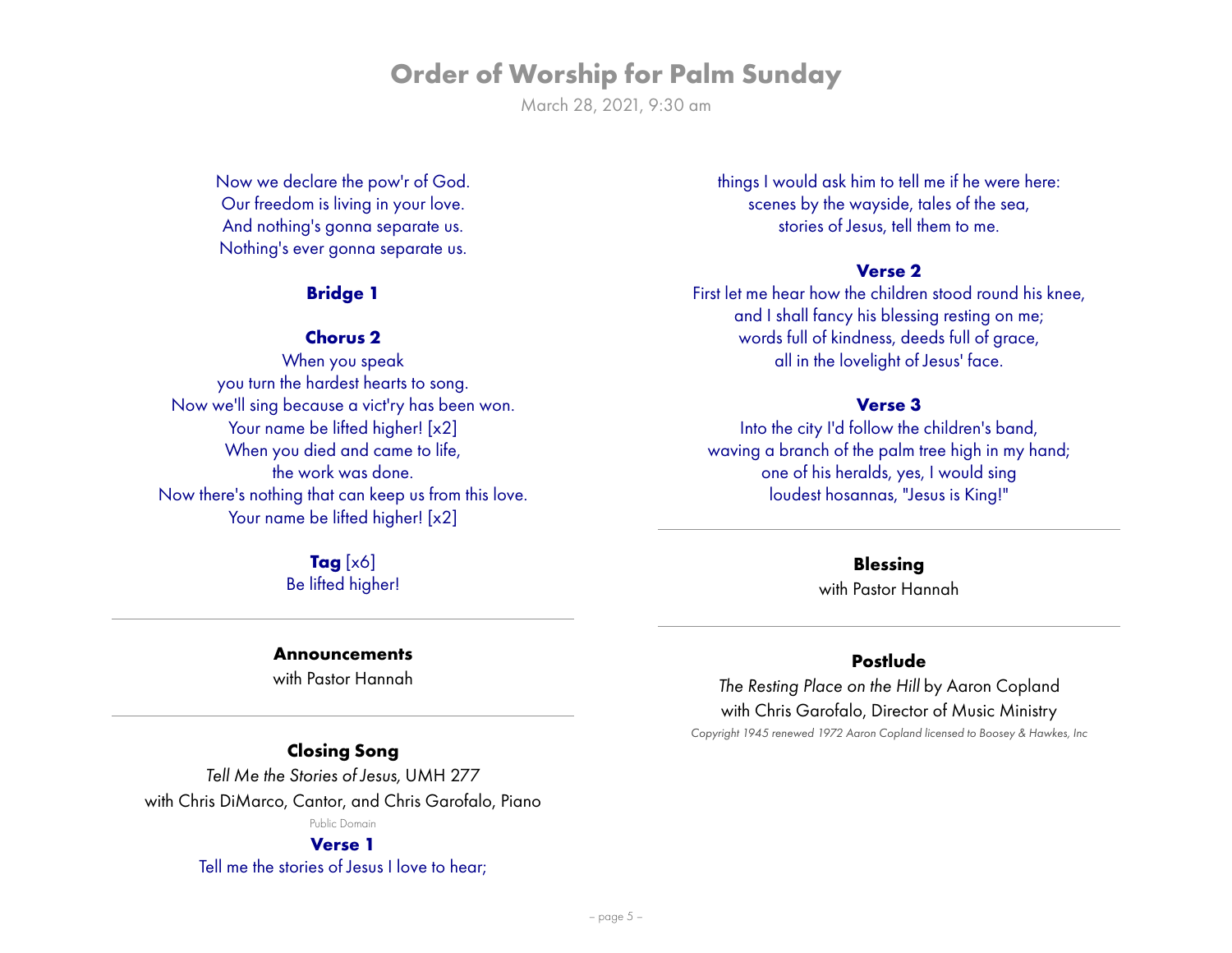# Order of Worship for Palm Sunday

March 28, 2021, 9:30 am

Now we declare the pow'r of God.
Our freedom is living in your love.
And nothing's gonna separate us.
Nothing's ever gonna separate us.

**Bridge 1**

**Chorus 2**

When you speak
you turn the hardest hearts to song.
Now we'll sing because a vict'ry has been won.
Your name be lifted higher! [x2]
When you died and came to life,
the work was done.
Now there's nothing that can keep us from this love.
Your name be lifted higher! [x2]

**Tag** [x6]
Be lifted higher!

---

**Announcements**

with Pastor Hannah

---

**Closing Song**

*Tell Me the Stories of Jesus,* UMH 277
with Chris DiMarco, Cantor, and Chris Garofalo, Piano

Public Domain

**Verse 1**

Tell me the stories of Jesus I love to hear;
things I would ask him to tell me if he were here:
scenes by the wayside, tales of the sea,
stories of Jesus, tell them to me.

**Verse 2**

First let me hear how the children stood round his knee,
and I shall fancy his blessing resting on me;
words full of kindness, deeds full of grace,
all in the lovelight of Jesus' face.

**Verse 3**

Into the city I'd follow the children's band,
waving a branch of the palm tree high in my hand;
one of his heralds, yes, I would sing
loudest hosannas, "Jesus is King!"

---

**Blessing**

with Pastor Hannah

---

**Postlude**

*The Resting Place on the Hill* by Aaron Copland
with Chris Garofalo, Director of Music Ministry

*Copyright 1945 renewed 1972 Aaron Copland licensed to Boosey & Hawkes, Inc*